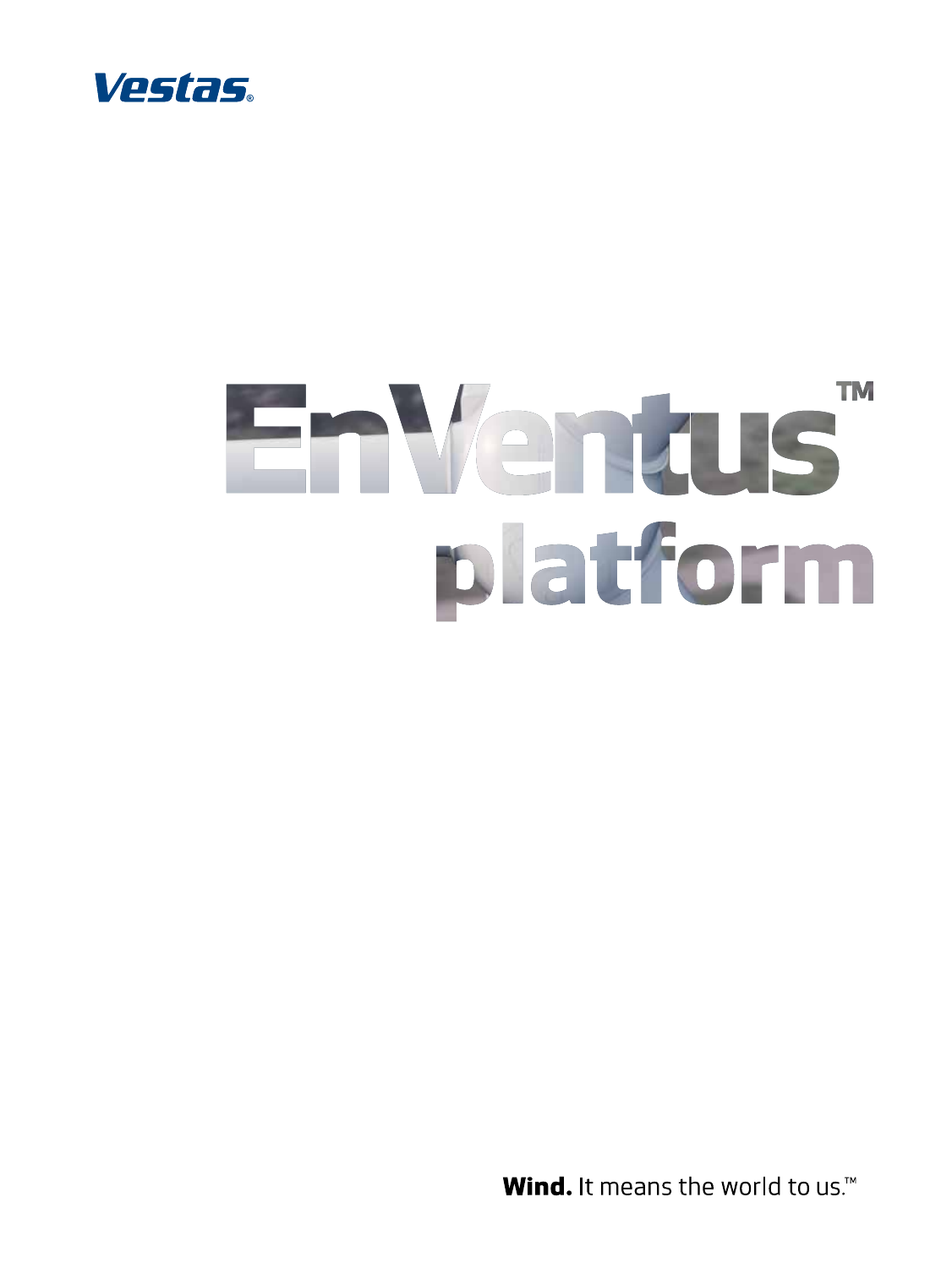Vestas®

# EnVentus™ platform

**Wind.** It means the world to us.™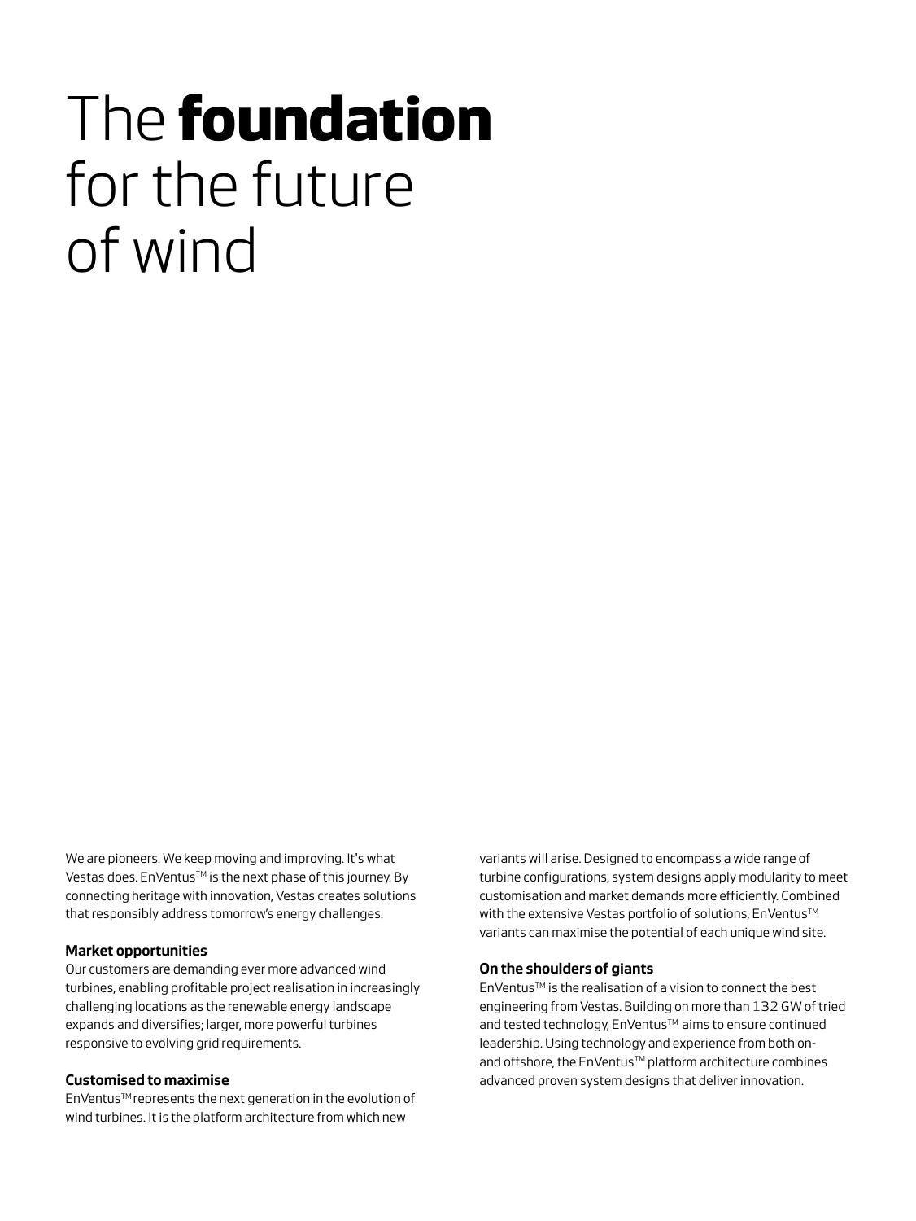# The **foundation** for the future of wind

We are pioneers. We keep moving and improving. It's what Vestas does. EnVentus™ is the next phase of this journey. By connecting heritage with innovation, Vestas creates solutions that responsibly address tomorrow's energy challenges.

### Market opportunities

Our customers are demanding ever more advanced wind turbines, enabling profitable project realisation in increasingly challenging locations as the renewable energy landscape expands and diversifies; larger, more powerful turbines responsive to evolving grid requirements.

### Customised to maximise

EnVentus™ represents the next generation in the evolution of wind turbines. It is the platform architecture from which new variants will arise. Designed to encompass a wide range of turbine configurations, system designs apply modularity to meet customisation and market demands more efficiently. Combined with the extensive Vestas portfolio of solutions, EnVentus™ variants can maximise the potential of each unique wind site.

### On the shoulders of giants

EnVentus™ is the realisation of a vision to connect the best engineering from Vestas. Building on more than 132 GW of tried and tested technology, EnVentus™ aims to ensure continued leadership. Using technology and experience from both on- and offshore, the EnVentus™ platform architecture combines advanced proven system designs that deliver innovation.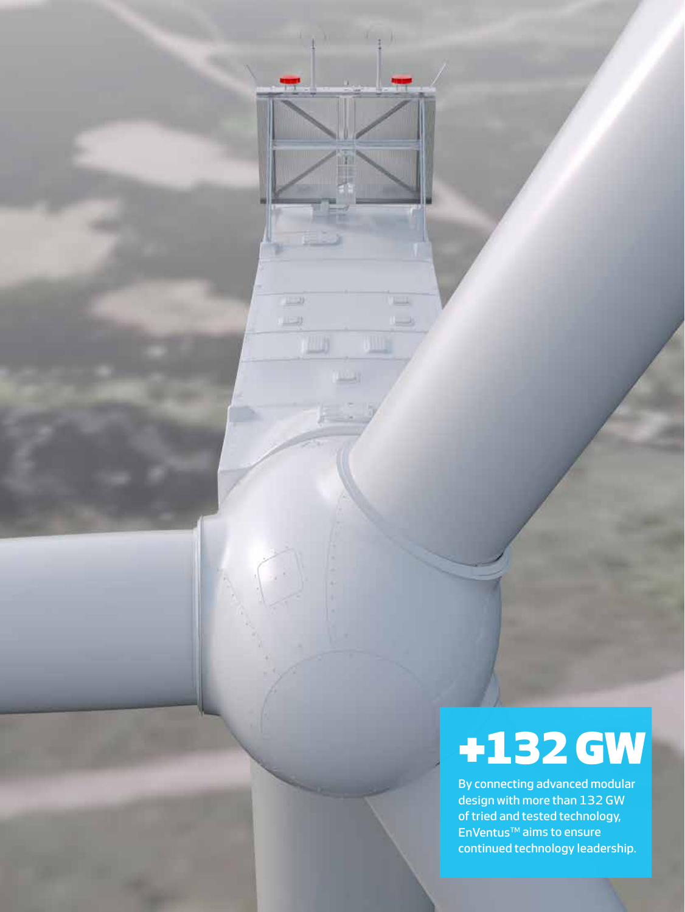# +132 GW

By connecting advanced modular design with more than 132 GW of tried and tested technology, EnVentus™ aims to ensure continued technology leadership.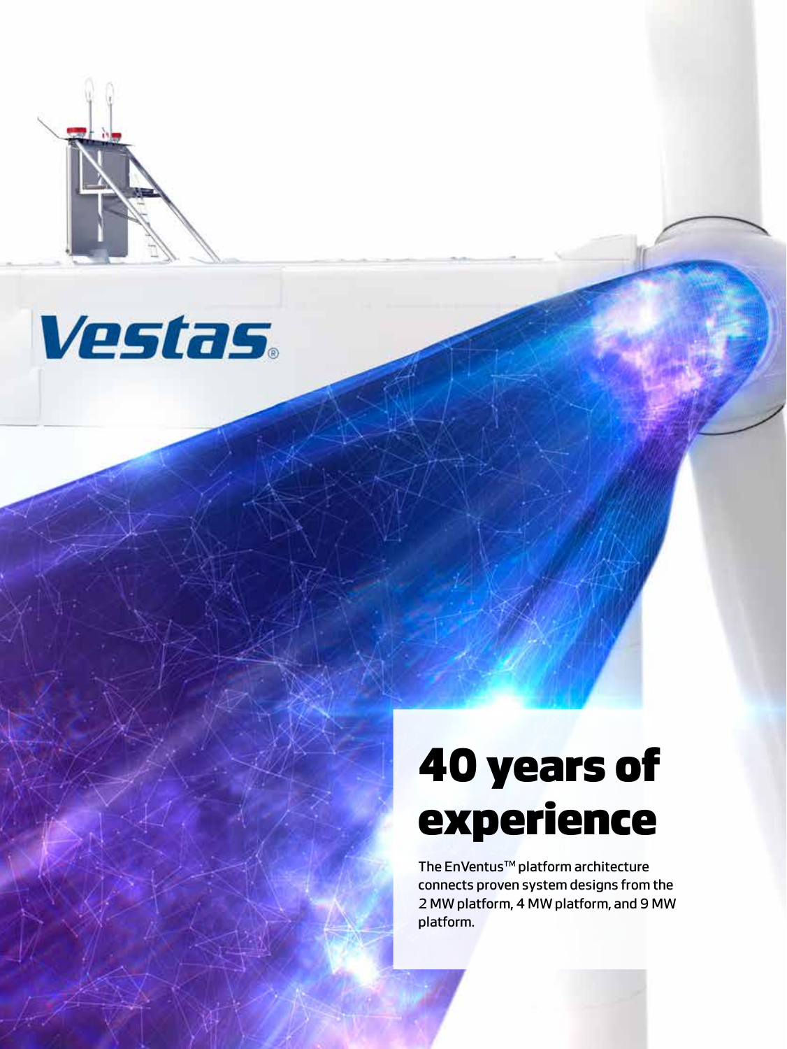# 40 years of experience

The EnVentus™ platform architecture connects proven system designs from the 2 MW platform, 4 MW platform, and 9 MW platform.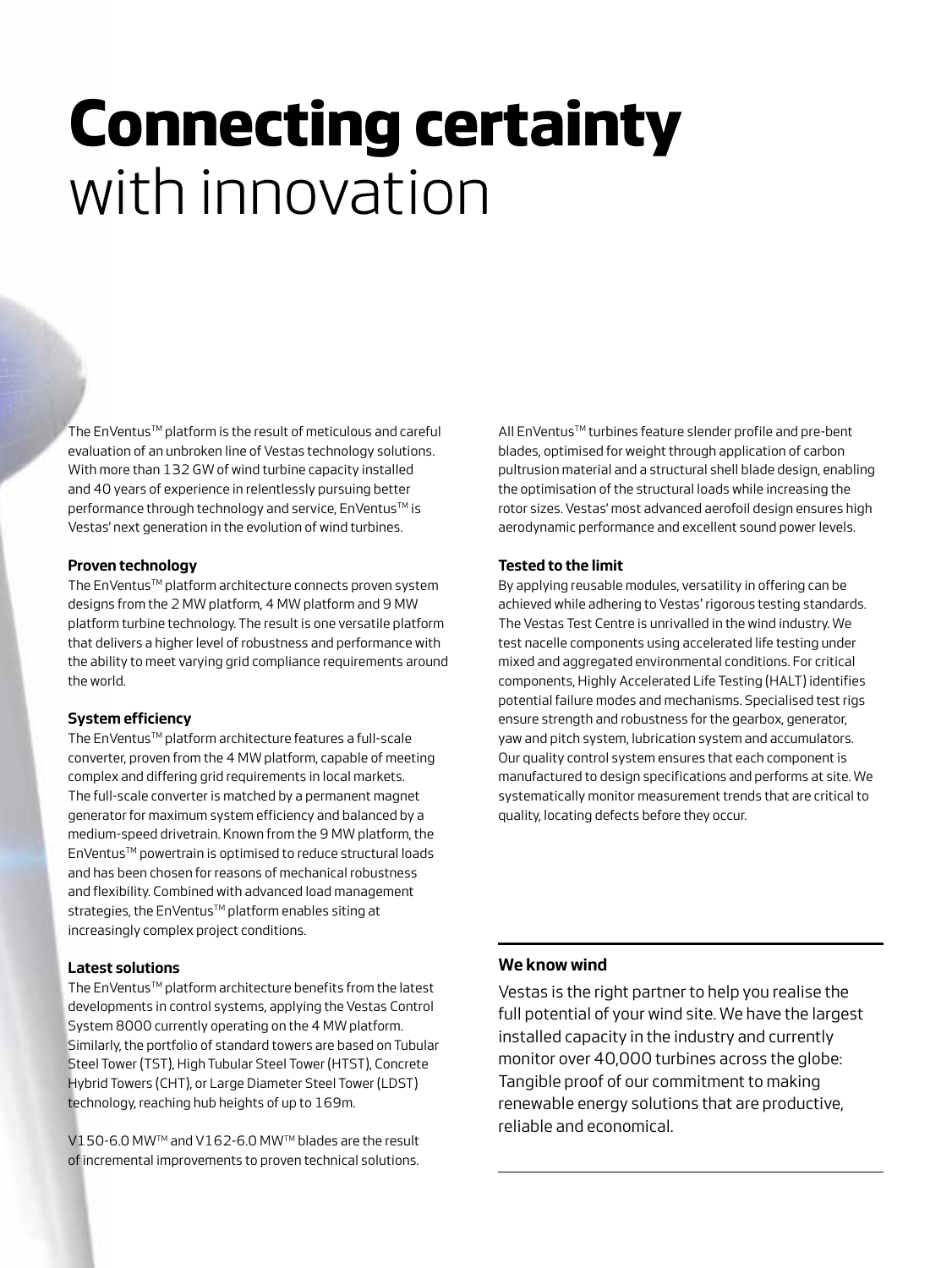# **Connecting certainty** with innovation

The EnVentus™ platform is the result of meticulous and careful evaluation of an unbroken line of Vestas technology solutions. With more than 132 GW of wind turbine capacity installed and 40 years of experience in relentlessly pursuing better performance through technology and service, EnVentus™ is Vestas' next generation in the evolution of wind turbines.

#### Proven technology

The EnVentus™ platform architecture connects proven system designs from the 2 MW platform, 4 MW platform and 9 MW platform turbine technology. The result is one versatile platform that delivers a higher level of robustness and performance with the ability to meet varying grid compliance requirements around the world.

#### System efficiency

The EnVentus™ platform architecture features a full-scale converter, proven from the 4 MW platform, capable of meeting complex and differing grid requirements in local markets. The full-scale converter is matched by a permanent magnet generator for maximum system efficiency and balanced by a medium-speed drivetrain. Known from the 9 MW platform, the EnVentus™ powertrain is optimised to reduce structural loads and has been chosen for reasons of mechanical robustness and flexibility. Combined with advanced load management strategies, the EnVentus™ platform enables siting at increasingly complex project conditions.

#### Latest solutions

The EnVentus™ platform architecture benefits from the latest developments in control systems, applying the Vestas Control System 8000 currently operating on the 4 MW platform. Similarly, the portfolio of standard towers are based on Tubular Steel Tower (TST), High Tubular Steel Tower (HTST), Concrete Hybrid Towers (CHT), or Large Diameter Steel Tower (LDST) technology, reaching hub heights of up to 169m.

V150-6.0 MW™ and V162-6.0 MW™ blades are the result of incremental improvements to proven technical solutions. All EnVentus™ turbines feature slender profile and pre-bent blades, optimised for weight through application of carbon pultrusion material and a structural shell blade design, enabling the optimisation of the structural loads while increasing the rotor sizes. Vestas' most advanced aerofoil design ensures high aerodynamic performance and excellent sound power levels.

#### Tested to the limit

By applying reusable modules, versatility in offering can be achieved while adhering to Vestas' rigorous testing standards. The Vestas Test Centre is unrivalled in the wind industry. We test nacelle components using accelerated life testing under mixed and aggregated environmental conditions. For critical components, Highly Accelerated Life Testing (HALT) identifies potential failure modes and mechanisms. Specialised test rigs ensure strength and robustness for the gearbox, generator, yaw and pitch system, lubrication system and accumulators. Our quality control system ensures that each component is manufactured to design specifications and performs at site. We systematically monitor measurement trends that are critical to quality, locating defects before they occur.

#### We know wind

Vestas is the right partner to help you realise the full potential of your wind site. We have the largest installed capacity in the industry and currently monitor over 40,000 turbines across the globe: Tangible proof of our commitment to making renewable energy solutions that are productive, reliable and economical.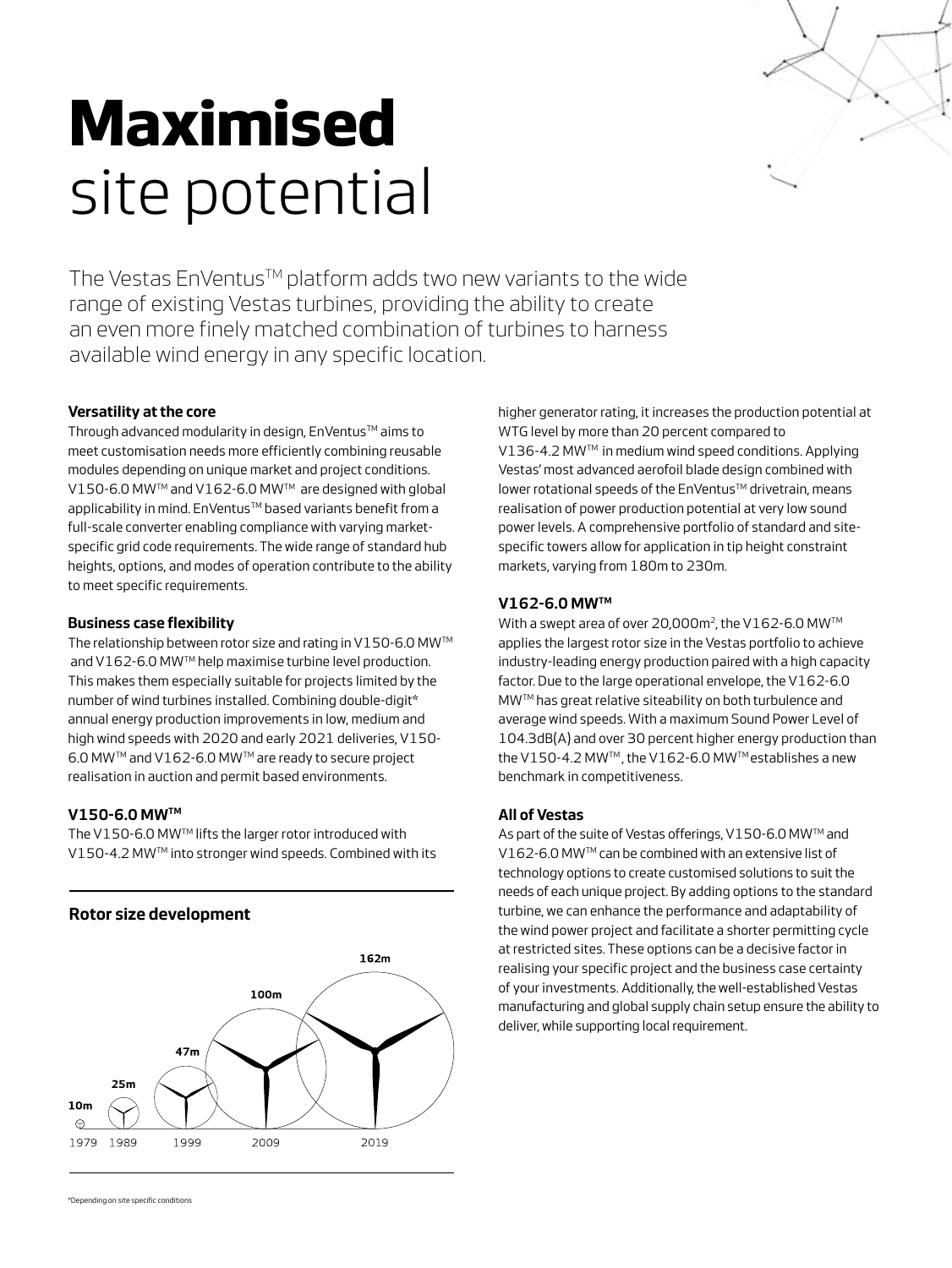# **Maximised** site potential

The Vestas EnVentus™ platform adds two new variants to the wide range of existing Vestas turbines, providing the ability to create an even more finely matched combination of turbines to harness available wind energy in any specific location.

### Versatility at the core

Through advanced modularity in design, EnVentus™ aims to meet customisation needs more efficiently combining reusable modules depending on unique market and project conditions. V150-6.0 MW™ and V162-6.0 MW™ are designed with global applicability in mind. EnVentus™ based variants benefit from a full-scale converter enabling compliance with varying market-specific grid code requirements. The wide range of standard hub heights, options, and modes of operation contribute to the ability to meet specific requirements.

### Business case flexibility

The relationship between rotor size and rating in V150-6.0 MW™ and V162-6.0 MW™ help maximise turbine level production. This makes them especially suitable for projects limited by the number of wind turbines installed. Combining double-digit* annual energy production improvements in low, medium and high wind speeds with 2020 and early 2021 deliveries, V150-6.0 MW™ and V162-6.0 MW™ are ready to secure project realisation in auction and permit based environments.

### V150-6.0 MW™

The V150-6.0 MW™ lifts the larger rotor introduced with V150-4.2 MW™ into stronger wind speeds. Combined with its higher generator rating, it increases the production potential at WTG level by more than 20 percent compared to V136-4.2 MW™ in medium wind speed conditions. Applying Vestas' most advanced aerofoil blade design combined with lower rotational speeds of the EnVentus™ drivetrain, means realisation of power production potential at very low sound power levels. A comprehensive portfolio of standard and site-specific towers allow for application in tip height constraint markets, varying from 180m to 230m.

### Rotor size development

10m (1979), 25m (1989), 47m (1999), 100m (2009), 162m (2019)

### V162-6.0 MW™

With a swept area of over 20,000m², the V162-6.0 MW™ applies the largest rotor size in the Vestas portfolio to achieve industry-leading energy production paired with a high capacity factor. Due to the large operational envelope, the V162-6.0 MW™ has great relative siteability on both turbulence and average wind speeds. With a maximum Sound Power Level of 104.3dB(A) and over 30 percent higher energy production than the V150-4.2 MW™, the V162-6.0 MW™ establishes a new benchmark in competitiveness.

### All of Vestas

As part of the suite of Vestas offerings, V150-6.0 MW™ and V162-6.0 MW™ can be combined with an extensive list of technology options to create customised solutions to suit the needs of each unique project. By adding options to the standard turbine, we can enhance the performance and adaptability of the wind power project and facilitate a shorter permitting cycle at restricted sites. These options can be a decisive factor in realising your specific project and the business case certainty of your investments. Additionally, the well-established Vestas manufacturing and global supply chain setup ensure the ability to deliver, while supporting local requirement.

*Depending on site specific conditions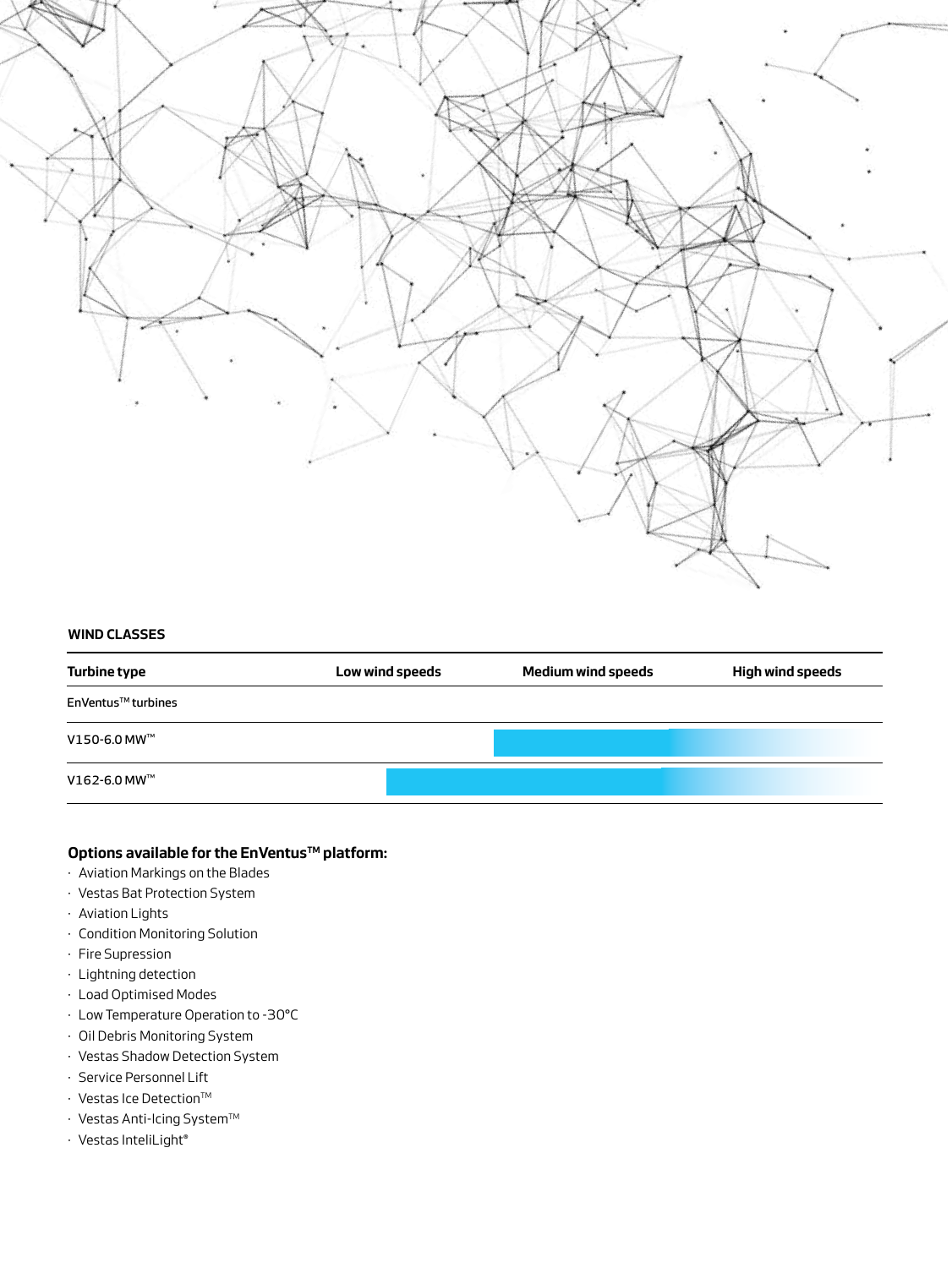## WIND CLASSES

| Turbine type | Low wind speeds | Medium wind speeds | High wind speeds |
| --- | --- | --- | --- |
| EnVentus™ turbines | | | |
| V150-6.0 MW™ | | | |
| V162-6.0 MW™ | | | |

**Options available for the EnVentus™ platform:**

- Aviation Markings on the Blades
- Vestas Bat Protection System
- Aviation Lights
- Condition Monitoring Solution
- Fire Supression
- Lightning detection
- Load Optimised Modes
- Low Temperature Operation to -30°C
- Oil Debris Monitoring System
- Vestas Shadow Detection System
- Service Personnel Lift
- Vestas Ice Detection™
- Vestas Anti-Icing System™
- Vestas InteliLight®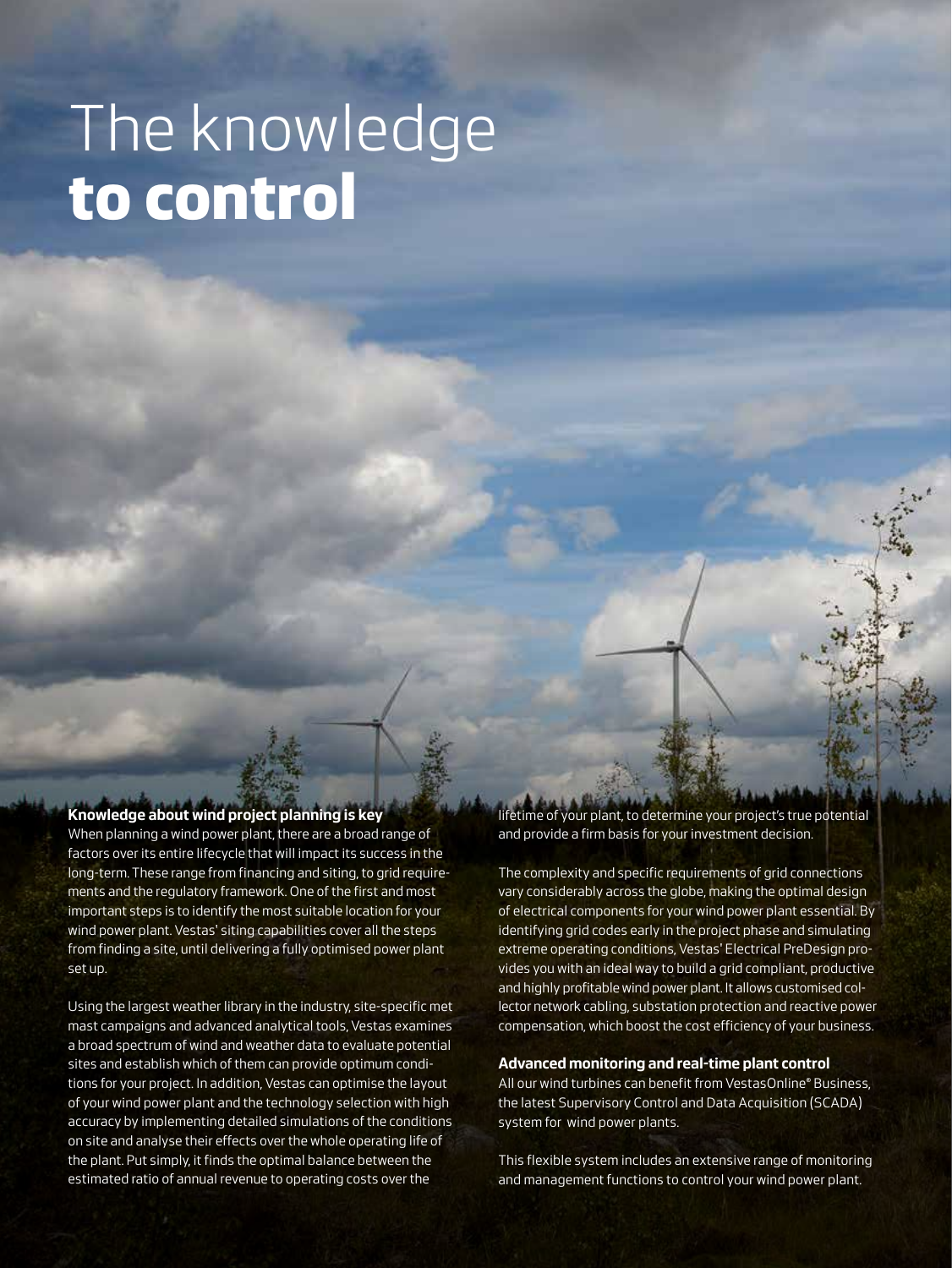# The knowledge **to control**

### Knowledge about wind project planning is key

When planning a wind power plant, there are a broad range of factors over its entire lifecycle that will impact its success in the long-term. These range from financing and siting, to grid requirements and the regulatory framework. One of the first and most important steps is to identify the most suitable location for your wind power plant. Vestas' siting capabilities cover all the steps from finding a site, until delivering a fully optimised power plant set up.

Using the largest weather library in the industry, site-specific met mast campaigns and advanced analytical tools, Vestas examines a broad spectrum of wind and weather data to evaluate potential sites and establish which of them can provide optimum conditions for your project. In addition, Vestas can optimise the layout of your wind power plant and the technology selection with high accuracy by implementing detailed simulations of the conditions on site and analyse their effects over the whole operating life of the plant. Put simply, it finds the optimal balance between the estimated ratio of annual revenue to operating costs over the lifetime of your plant, to determine your project's true potential and provide a firm basis for your investment decision.

The complexity and specific requirements of grid connections vary considerably across the globe, making the optimal design of electrical components for your wind power plant essential. By identifying grid codes early in the project phase and simulating extreme operating conditions, Vestas' Electrical PreDesign provides you with an ideal way to build a grid compliant, productive and highly profitable wind power plant. It allows customised collector network cabling, substation protection and reactive power compensation, which boost the cost efficiency of your business.

### Advanced monitoring and real-time plant control

All our wind turbines can benefit from VestasOnline® Business, the latest Supervisory Control and Data Acquisition (SCADA) system for wind power plants.

This flexible system includes an extensive range of monitoring and management functions to control your wind power plant.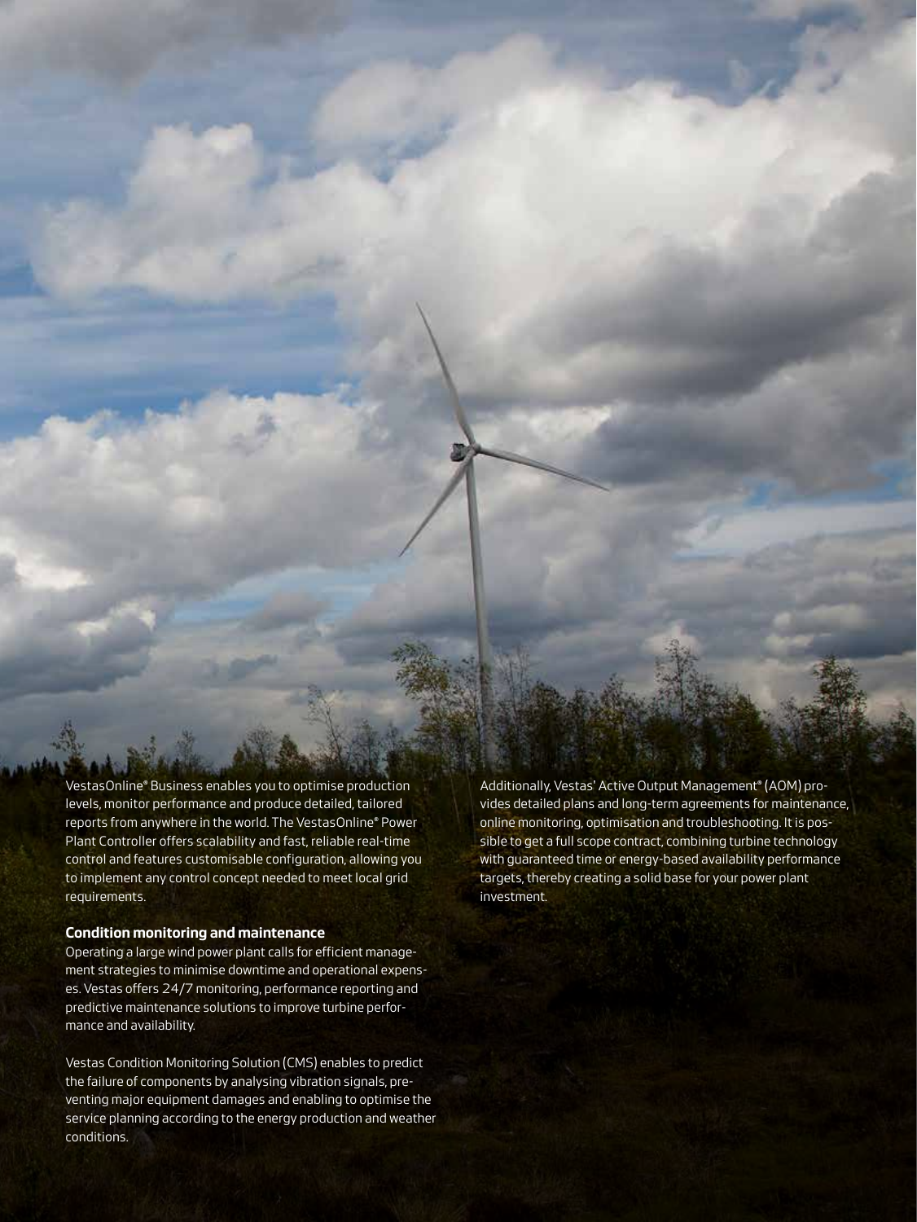VestasOnline® Business enables you to optimise production levels, monitor performance and produce detailed, tailored reports from anywhere in the world. The VestasOnline® Power Plant Controller offers scalability and fast, reliable real-time control and features customisable configuration, allowing you to implement any control concept needed to meet local grid requirements.

**Condition monitoring and maintenance**

Operating a large wind power plant calls for efficient management strategies to minimise downtime and operational expenses. Vestas offers 24/7 monitoring, performance reporting and predictive maintenance solutions to improve turbine performance and availability.

Vestas Condition Monitoring Solution (CMS) enables to predict the failure of components by analysing vibration signals, preventing major equipment damages and enabling to optimise the service planning according to the energy production and weather conditions.

Additionally, Vestas' Active Output Management® (AOM) provides detailed plans and long-term agreements for maintenance, online monitoring, optimisation and troubleshooting. It is possible to get a full scope contract, combining turbine technology with guaranteed time or energy-based availability performance targets, thereby creating a solid base for your power plant investment.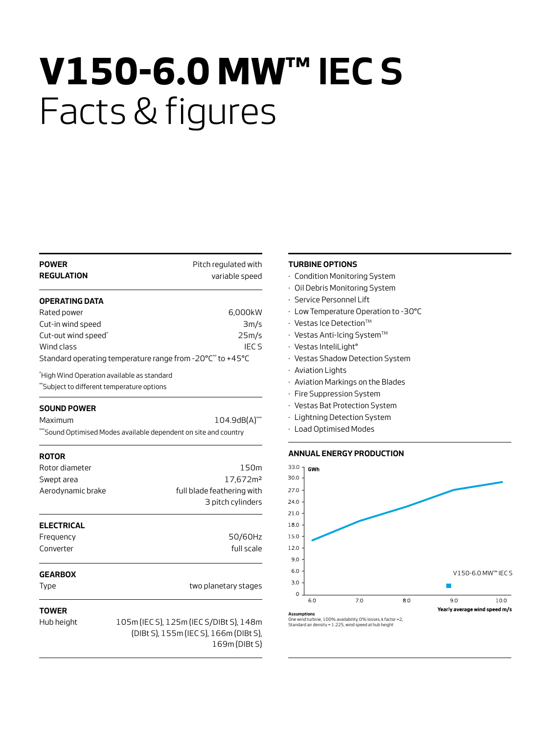# **V150-6.0 MW™ IEC S**
# Facts & figures

## POWER REGULATION

Pitch regulated with variable speed

## OPERATING DATA

| | |
|---|---|
| Rated power | 6,000kW |
| Cut-in wind speed | 3m/s |
| Cut-out wind speed* | 25m/s |
| Wind class | IEC S |

Standard operating temperature range from -20°C** to +45°C

*High Wind Operation available as standard

**Subject to different temperature options

## SOUND POWER

| | |
|---|---|
| Maximum | 104.9dB(A)*** |

***Sound Optimised Modes available dependent on site and country

## ROTOR

| | |
|---|---|
| Rotor diameter | 150m |
| Swept area | 17,672m² |
| Aerodynamic brake | full blade feathering with 3 pitch cylinders |

## ELECTRICAL

| | |
|---|---|
| Frequency | 50/60Hz |
| Converter | full scale |

## GEARBOX

| | |
|---|---|
| Type | two planetary stages |

## TOWER

| | |
|---|---|
| Hub height | 105m (IEC S), 125m (IEC S/DIBt S), 148m (DIBt S), 155m (IEC S), 166m (DIBt S), 169m (DIBt S) |

## TURBINE OPTIONS

- Condition Monitoring System
- Oil Debris Monitoring System
- Service Personnel Lift
- Low Temperature Operation to -30°C
- Vestas Ice Detection™
- Vestas Anti-Icing System™
- Vestas InteliLight®
- Vestas Shadow Detection System
- Aviation Lights
- Aviation Markings on the Blades
- Fire Suppression System
- Vestas Bat Protection System
- Lightning Detection System
- Load Optimised Modes

## ANNUAL ENERGY PRODUCTION

GWh (y-axis: 0 – 33.0); Yearly average wind speed m/s (x-axis: 6.0 – 10.0)

V150-6.0 MW™ IEC S

**Assumptions**
One wind turbine, 100% availability, 0% losses, k factor = 2, Standard air density = 1.225, wind speed at hub height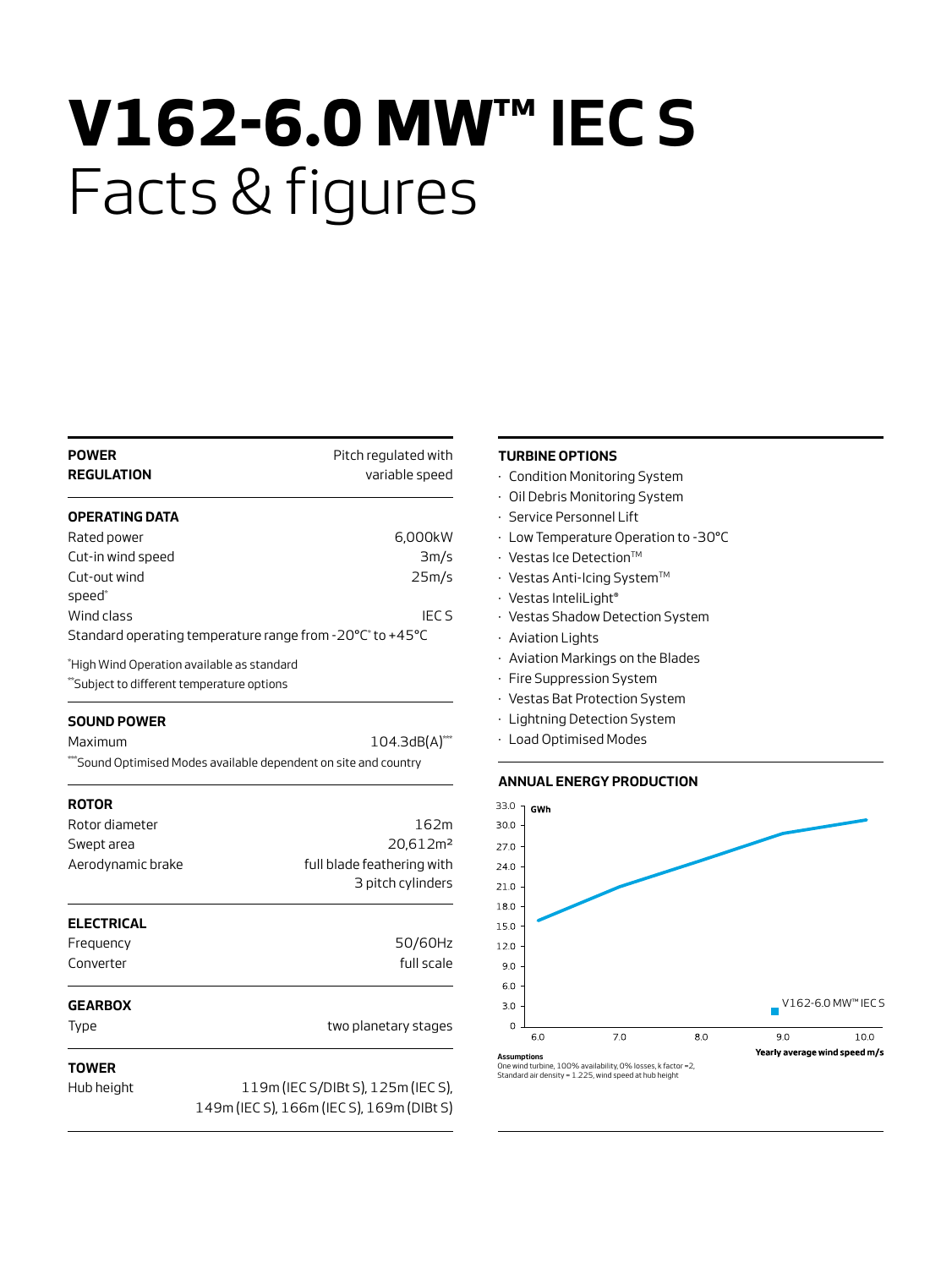# V162-6.0 MW™ IEC S
## Facts & figures

### POWER REGULATION

Pitch regulated with variable speed

### OPERATING DATA

| | |
|---|---|
| Rated power | 6,000kW |
| Cut-in wind speed | 3m/s |
| Cut-out wind speed* | 25m/s |
| Wind class | IEC S |

Standard operating temperature range from -20°C** to +45°C

*High Wind Operation available as standard
**Subject to different temperature options

### SOUND POWER

| | |
|---|---|
| Maximum | 104.3dB(A)*** |

***Sound Optimised Modes available dependent on site and country

### ROTOR

| | |
|---|---|
| Rotor diameter | 162m |
| Swept area | 20,612m² |
| Aerodynamic brake | full blade feathering with 3 pitch cylinders |

### ELECTRICAL

| | |
|---|---|
| Frequency | 50/60Hz |
| Converter | full scale |

### GEARBOX

| | |
|---|---|
| Type | two planetary stages |

### TOWER

| | |
|---|---|
| Hub height | 119m (IEC S/DIBt S), 125m (IEC S), 149m (IEC S), 166m (IEC S), 169m (DIBt S) |

### TURBINE OPTIONS

- Condition Monitoring System
- Oil Debris Monitoring System
- Service Personnel Lift
- Low Temperature Operation to -30°C
- Vestas Ice Detection™
- Vestas Anti-Icing System™
- Vestas InteliLight®
- Vestas Shadow Detection System
- Aviation Lights
- Aviation Markings on the Blades
- Fire Suppression System
- Vestas Bat Protection System
- Lightning Detection System
- Load Optimised Modes

### ANNUAL ENERGY PRODUCTION

GWh (y-axis: 0 – 33.0); Yearly average wind speed m/s (x-axis: 6.0 – 10.0)

V162-6.0 MW™ IEC S

**Assumptions**
One wind turbine, 100% availability, 0% losses, k factor = 2, Standard air density = 1.225, wind speed at hub height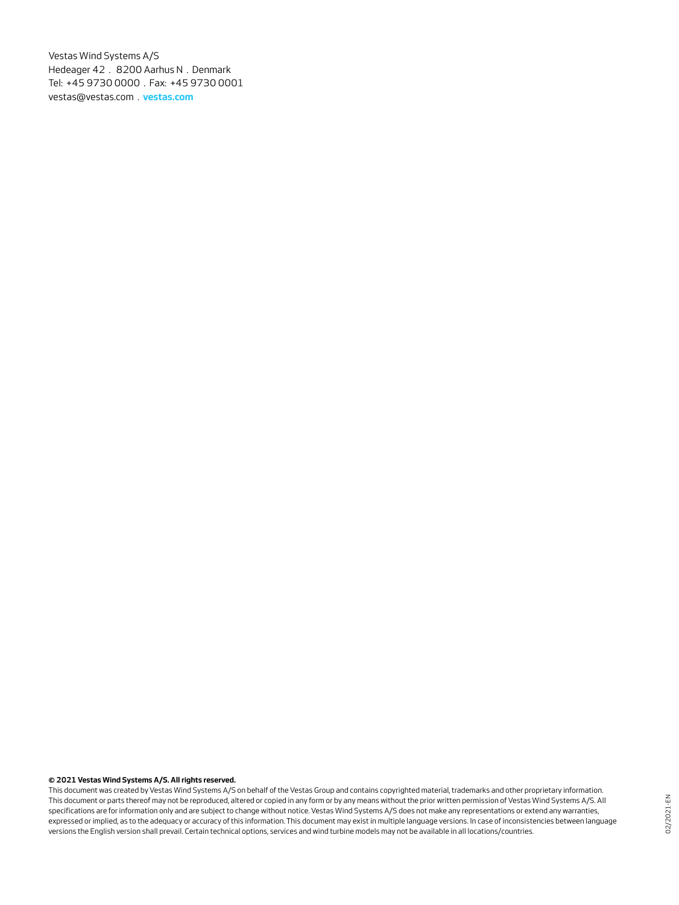Vestas Wind Systems A/S
Hedeager 42 . 8200 Aarhus N . Denmark
Tel: +45 9730 0000 . Fax: +45 9730 0001
vestas@vestas.com . **vestas.com**

**© 2021 Vestas Wind Systems A/S. All rights reserved.**
This document was created by Vestas Wind Systems A/S on behalf of the Vestas Group and contains copyrighted material, trademarks and other proprietary information. This document or parts thereof may not be reproduced, altered or copied in any form or by any means without the prior written permission of Vestas Wind Systems A/S. All specifications are for information only and are subject to change without notice. Vestas Wind Systems A/S does not make any representations or extend any warranties, expressed or implied, as to the adequacy or accuracy of this information. This document may exist in multiple language versions. In case of inconsistencies between language versions the English version shall prevail. Certain technical options, services and wind turbine models may not be available in all locations/countries.

02/2021-EN